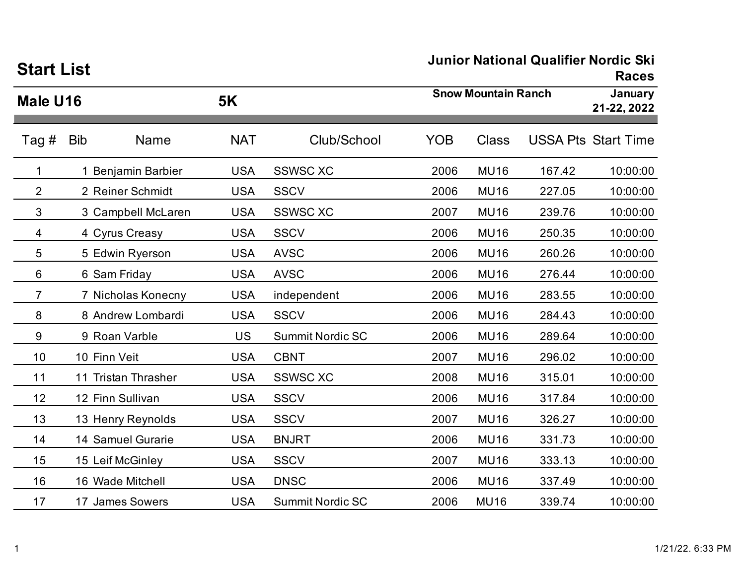# Start List

## Junior National Qualifier Nordic Ski Races

**Male U16** **5K**

**Snow Mountain Ranch** **January 21-22, 2022**

| Tag # | Bib | Name | NAT | Club/School | YOB | Class | USSA Pts | Start Time |
|---|---|---|---|---|---|---|---|---|
| 1 | 1 | Benjamin Barbier | USA | SSWSC XC | 2006 | MU16 | 167.42 | 10:00:00 |
| 2 | 2 | Reiner Schmidt | USA | SSCV | 2006 | MU16 | 227.05 | 10:00:00 |
| 3 | 3 | Campbell McLaren | USA | SSWSC XC | 2007 | MU16 | 239.76 | 10:00:00 |
| 4 | 4 | Cyrus Creasy | USA | SSCV | 2006 | MU16 | 250.35 | 10:00:00 |
| 5 | 5 | Edwin Ryerson | USA | AVSC | 2006 | MU16 | 260.26 | 10:00:00 |
| 6 | 6 | Sam Friday | USA | AVSC | 2006 | MU16 | 276.44 | 10:00:00 |
| 7 | 7 | Nicholas Konecny | USA | independent | 2006 | MU16 | 283.55 | 10:00:00 |
| 8 | 8 | Andrew Lombardi | USA | SSCV | 2006 | MU16 | 284.43 | 10:00:00 |
| 9 | 9 | Roan Varble | US | Summit Nordic SC | 2006 | MU16 | 289.64 | 10:00:00 |
| 10 | 10 | Finn Veit | USA | CBNT | 2007 | MU16 | 296.02 | 10:00:00 |
| 11 | 11 | Tristan Thrasher | USA | SSWSC XC | 2008 | MU16 | 315.01 | 10:00:00 |
| 12 | 12 | Finn Sullivan | USA | SSCV | 2006 | MU16 | 317.84 | 10:00:00 |
| 13 | 13 | Henry Reynolds | USA | SSCV | 2007 | MU16 | 326.27 | 10:00:00 |
| 14 | 14 | Samuel Gurarie | USA | BNJRT | 2006 | MU16 | 331.73 | 10:00:00 |
| 15 | 15 | Leif McGinley | USA | SSCV | 2007 | MU16 | 333.13 | 10:00:00 |
| 16 | 16 | Wade Mitchell | USA | DNSC | 2006 | MU16 | 337.49 | 10:00:00 |
| 17 | 17 | James Sowers | USA | Summit Nordic SC | 2006 | MU16 | 339.74 | 10:00:00 |

1/21/22. 6:33 PM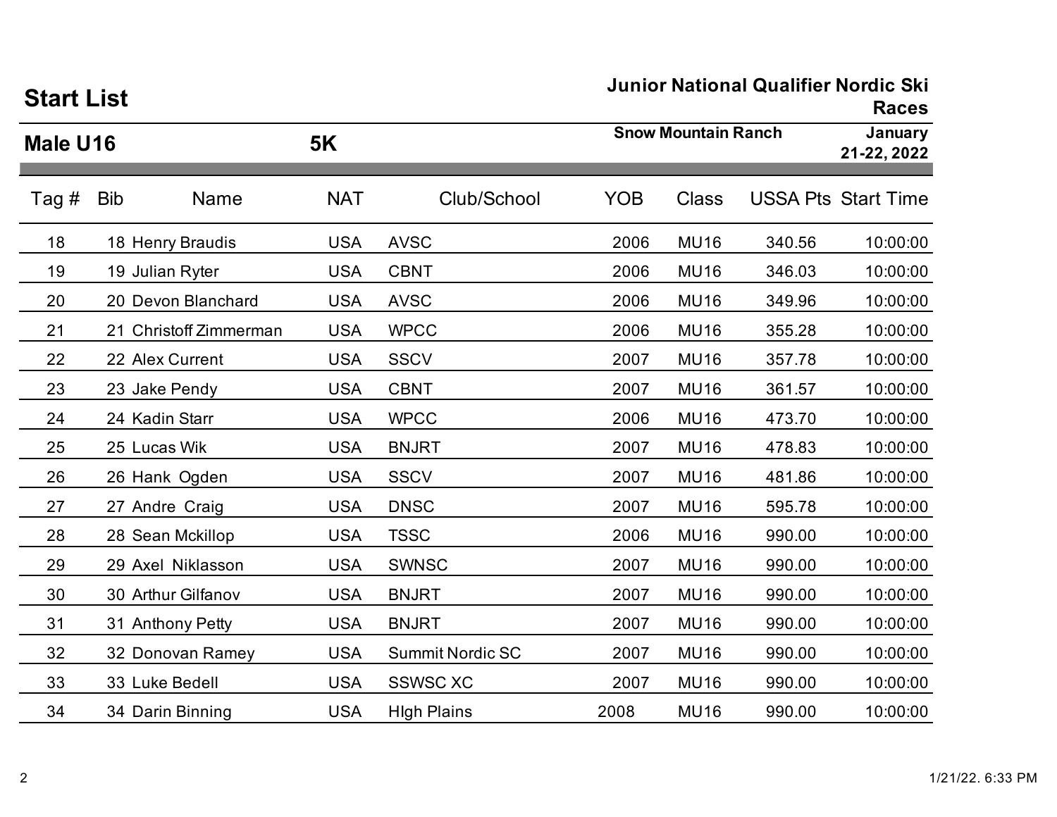## Start List

**Junior National Qualifier Nordic Ski Races**

**Male U16** **5K**

**Snow Mountain Ranch** **January 21-22, 2022**

| Tag # | Bib | Name | NAT | Club/School | YOB | Class | USSA Pts | Start Time |
|---|---|---|---|---|---|---|---|---|
| 18 | 18 | Henry Braudis | USA | AVSC | 2006 | MU16 | 340.56 | 10:00:00 |
| 19 | 19 | Julian Ryter | USA | CBNT | 2006 | MU16 | 346.03 | 10:00:00 |
| 20 | 20 | Devon Blanchard | USA | AVSC | 2006 | MU16 | 349.96 | 10:00:00 |
| 21 | 21 | Christoff Zimmerman | USA | WPCC | 2006 | MU16 | 355.28 | 10:00:00 |
| 22 | 22 | Alex Current | USA | SSCV | 2007 | MU16 | 357.78 | 10:00:00 |
| 23 | 23 | Jake Pendy | USA | CBNT | 2007 | MU16 | 361.57 | 10:00:00 |
| 24 | 24 | Kadin Starr | USA | WPCC | 2006 | MU16 | 473.70 | 10:00:00 |
| 25 | 25 | Lucas Wik | USA | BNJRT | 2007 | MU16 | 478.83 | 10:00:00 |
| 26 | 26 | Hank Ogden | USA | SSCV | 2007 | MU16 | 481.86 | 10:00:00 |
| 27 | 27 | Andre Craig | USA | DNSC | 2007 | MU16 | 595.78 | 10:00:00 |
| 28 | 28 | Sean Mckillop | USA | TSSC | 2006 | MU16 | 990.00 | 10:00:00 |
| 29 | 29 | Axel Niklasson | USA | SWNSC | 2007 | MU16 | 990.00 | 10:00:00 |
| 30 | 30 | Arthur Gilfanov | USA | BNJRT | 2007 | MU16 | 990.00 | 10:00:00 |
| 31 | 31 | Anthony Petty | USA | BNJRT | 2007 | MU16 | 990.00 | 10:00:00 |
| 32 | 32 | Donovan Ramey | USA | Summit Nordic SC | 2007 | MU16 | 990.00 | 10:00:00 |
| 33 | 33 | Luke Bedell | USA | SSWSC XC | 2007 | MU16 | 990.00 | 10:00:00 |
| 34 | 34 | Darin Binning | USA | HIgh Plains | 2008 | MU16 | 990.00 | 10:00:00 |

1/21/22. 6:33 PM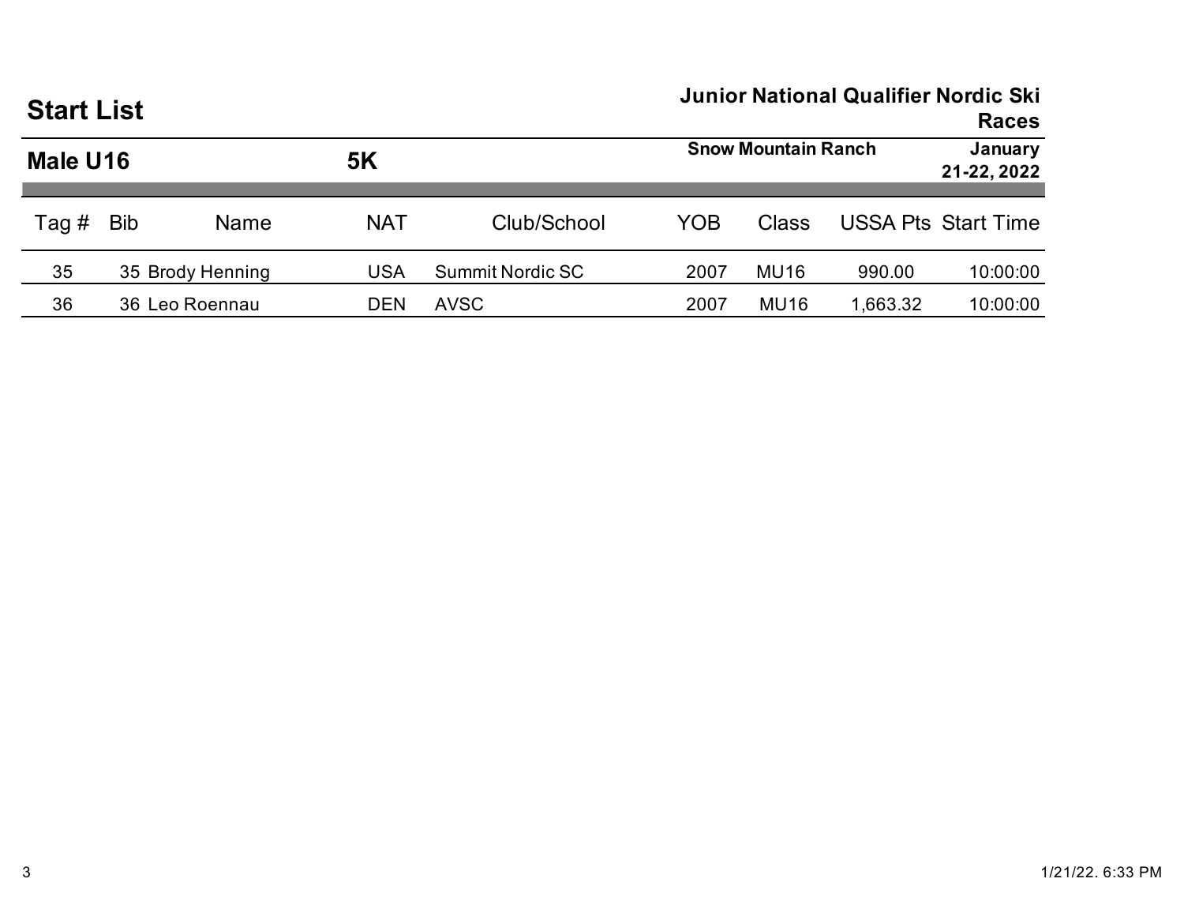# Start List

**Junior National Qualifier Nordic Ski Races**

## Male U16 — 5K

**Snow Mountain Ranch** — **January 21-22, 2022**

| Tag # | Bib | Name | NAT | Club/School | YOB | Class | USSA Pts | Start Time |
|---|---|---|---|---|---|---|---|---|
| 35 | 35 | Brody Henning | USA | Summit Nordic SC | 2007 | MU16 | 990.00 | 10:00:00 |
| 36 | 36 | Leo Roennau | DEN | AVSC | 2007 | MU16 | 1,663.32 | 10:00:00 |

1/21/22. 6:33 PM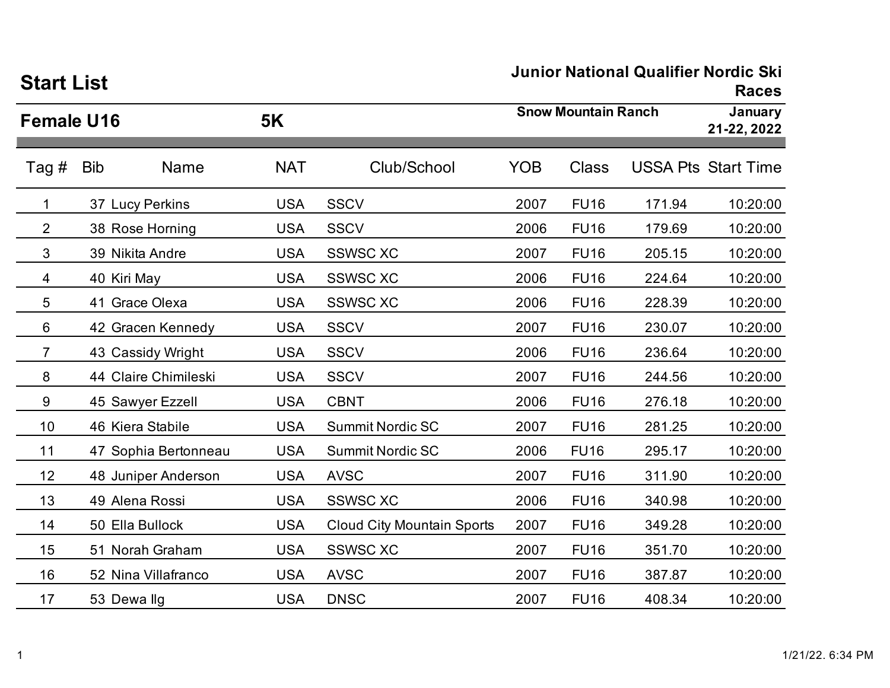# Start List

**Junior National Qualifier Nordic Ski Races**

## Female U16 5K

**Snow Mountain Ranch** **January 21-22, 2022**

| Tag # | Bib | Name | NAT | Club/School | YOB | Class | USSA Pts | Start Time |
|---|---|---|---|---|---|---|---|---|
| 1 | 37 | Lucy Perkins | USA | SSCV | 2007 | FU16 | 171.94 | 10:20:00 |
| 2 | 38 | Rose Horning | USA | SSCV | 2006 | FU16 | 179.69 | 10:20:00 |
| 3 | 39 | Nikita Andre | USA | SSWSC XC | 2007 | FU16 | 205.15 | 10:20:00 |
| 4 | 40 | Kiri May | USA | SSWSC XC | 2006 | FU16 | 224.64 | 10:20:00 |
| 5 | 41 | Grace Olexa | USA | SSWSC XC | 2006 | FU16 | 228.39 | 10:20:00 |
| 6 | 42 | Gracen Kennedy | USA | SSCV | 2007 | FU16 | 230.07 | 10:20:00 |
| 7 | 43 | Cassidy Wright | USA | SSCV | 2006 | FU16 | 236.64 | 10:20:00 |
| 8 | 44 | Claire Chimileski | USA | SSCV | 2007 | FU16 | 244.56 | 10:20:00 |
| 9 | 45 | Sawyer Ezzell | USA | CBNT | 2006 | FU16 | 276.18 | 10:20:00 |
| 10 | 46 | Kiera Stabile | USA | Summit Nordic SC | 2007 | FU16 | 281.25 | 10:20:00 |
| 11 | 47 | Sophia Bertonneau | USA | Summit Nordic SC | 2006 | FU16 | 295.17 | 10:20:00 |
| 12 | 48 | Juniper Anderson | USA | AVSC | 2007 | FU16 | 311.90 | 10:20:00 |
| 13 | 49 | Alena Rossi | USA | SSWSC XC | 2006 | FU16 | 340.98 | 10:20:00 |
| 14 | 50 | Ella Bullock | USA | Cloud City Mountain Sports | 2007 | FU16 | 349.28 | 10:20:00 |
| 15 | 51 | Norah Graham | USA | SSWSC XC | 2007 | FU16 | 351.70 | 10:20:00 |
| 16 | 52 | Nina Villafranco | USA | AVSC | 2007 | FU16 | 387.87 | 10:20:00 |
| 17 | 53 | Dewa Ilg | USA | DNSC | 2007 | FU16 | 408.34 | 10:20:00 |

1/21/22. 6:34 PM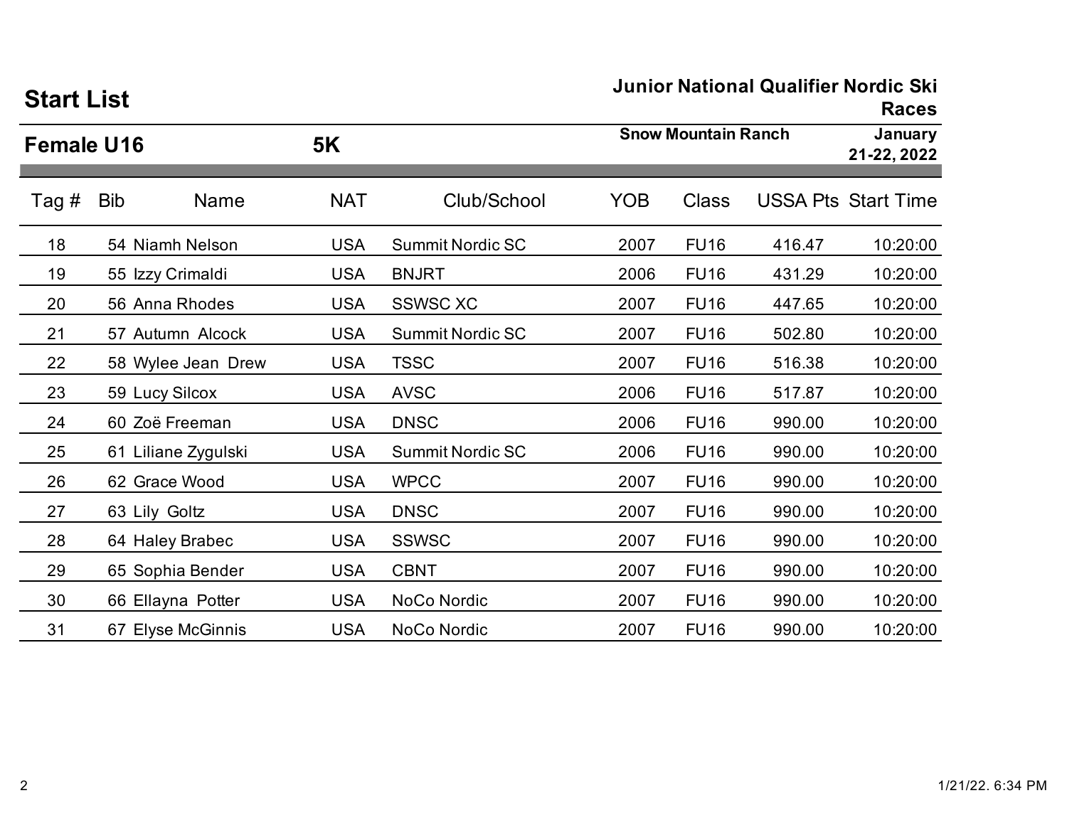# Start List

**Junior National Qualifier Nordic Ski Races**

## Female U16 — 5K

**Snow Mountain Ranch** — **January 21-22, 2022**

| Tag # | Bib | Name | NAT | Club/School | YOB | Class | USSA Pts | Start Time |
|---|---|---|---|---|---|---|---|---|
| 18 | 54 | Niamh Nelson | USA | Summit Nordic SC | 2007 | FU16 | 416.47 | 10:20:00 |
| 19 | 55 | Izzy Crimaldi | USA | BNJRT | 2006 | FU16 | 431.29 | 10:20:00 |
| 20 | 56 | Anna Rhodes | USA | SSWSC XC | 2007 | FU16 | 447.65 | 10:20:00 |
| 21 | 57 | Autumn Alcock | USA | Summit Nordic SC | 2007 | FU16 | 502.80 | 10:20:00 |
| 22 | 58 | Wylee Jean Drew | USA | TSSC | 2007 | FU16 | 516.38 | 10:20:00 |
| 23 | 59 | Lucy Silcox | USA | AVSC | 2006 | FU16 | 517.87 | 10:20:00 |
| 24 | 60 | Zoë Freeman | USA | DNSC | 2006 | FU16 | 990.00 | 10:20:00 |
| 25 | 61 | Liliane Zygulski | USA | Summit Nordic SC | 2006 | FU16 | 990.00 | 10:20:00 |
| 26 | 62 | Grace Wood | USA | WPCC | 2007 | FU16 | 990.00 | 10:20:00 |
| 27 | 63 | Lily Goltz | USA | DNSC | 2007 | FU16 | 990.00 | 10:20:00 |
| 28 | 64 | Haley Brabec | USA | SSWSC | 2007 | FU16 | 990.00 | 10:20:00 |
| 29 | 65 | Sophia Bender | USA | CBNT | 2007 | FU16 | 990.00 | 10:20:00 |
| 30 | 66 | Ellayna Potter | USA | NoCo Nordic | 2007 | FU16 | 990.00 | 10:20:00 |
| 31 | 67 | Elyse McGinnis | USA | NoCo Nordic | 2007 | FU16 | 990.00 | 10:20:00 |

1/21/22. 6:34 PM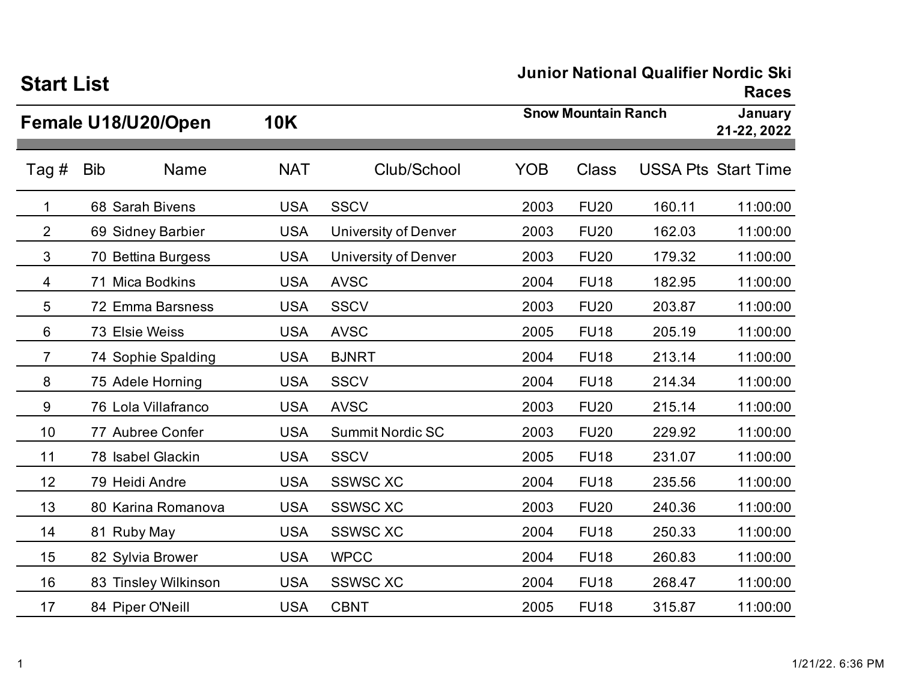# Start List

**Junior National Qualifier Nordic Ski Races**

## Female U18/U20/Open 10K

**Snow Mountain Ranch** — **January 21-22, 2022**

| Tag # | Bib | Name | NAT | Club/School | YOB | Class | USSA Pts | Start Time |
|---|---|---|---|---|---|---|---|---|
| 1 | 68 | Sarah Bivens | USA | SSCV | 2003 | FU20 | 160.11 | 11:00:00 |
| 2 | 69 | Sidney Barbier | USA | University of Denver | 2003 | FU20 | 162.03 | 11:00:00 |
| 3 | 70 | Bettina Burgess | USA | University of Denver | 2003 | FU20 | 179.32 | 11:00:00 |
| 4 | 71 | Mica Bodkins | USA | AVSC | 2004 | FU18 | 182.95 | 11:00:00 |
| 5 | 72 | Emma Barsness | USA | SSCV | 2003 | FU20 | 203.87 | 11:00:00 |
| 6 | 73 | Elsie Weiss | USA | AVSC | 2005 | FU18 | 205.19 | 11:00:00 |
| 7 | 74 | Sophie Spalding | USA | BJNRT | 2004 | FU18 | 213.14 | 11:00:00 |
| 8 | 75 | Adele Horning | USA | SSCV | 2004 | FU18 | 214.34 | 11:00:00 |
| 9 | 76 | Lola Villafranco | USA | AVSC | 2003 | FU20 | 215.14 | 11:00:00 |
| 10 | 77 | Aubree Confer | USA | Summit Nordic SC | 2003 | FU20 | 229.92 | 11:00:00 |
| 11 | 78 | Isabel Glackin | USA | SSCV | 2005 | FU18 | 231.07 | 11:00:00 |
| 12 | 79 | Heidi Andre | USA | SSWSC XC | 2004 | FU18 | 235.56 | 11:00:00 |
| 13 | 80 | Karina Romanova | USA | SSWSC XC | 2003 | FU20 | 240.36 | 11:00:00 |
| 14 | 81 | Ruby May | USA | SSWSC XC | 2004 | FU18 | 250.33 | 11:00:00 |
| 15 | 82 | Sylvia Brower | USA | WPCC | 2004 | FU18 | 260.83 | 11:00:00 |
| 16 | 83 | Tinsley Wilkinson | USA | SSWSC XC | 2004 | FU18 | 268.47 | 11:00:00 |
| 17 | 84 | Piper O'Neill | USA | CBNT | 2005 | FU18 | 315.87 | 11:00:00 |

1/21/22. 6:36 PM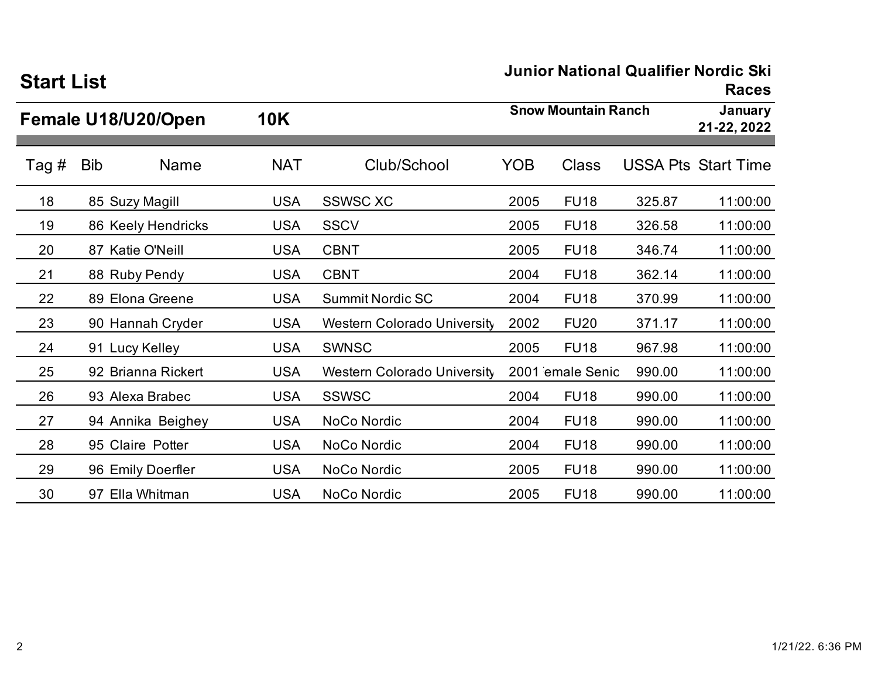## Start List

**Junior National Qualifier Nordic Ski Races**

**Female U18/U20/Open 10K**

**Snow Mountain Ranch** **January 21-22, 2022**

| Tag # | Bib | Name | NAT | Club/School | YOB | Class | USSA Pts | Start Time |
|---|---|---|---|---|---|---|---|---|
| 18 | 85 | Suzy Magill | USA | SSWSC XC | 2005 | FU18 | 325.87 | 11:00:00 |
| 19 | 86 | Keely Hendricks | USA | SSCV | 2005 | FU18 | 326.58 | 11:00:00 |
| 20 | 87 | Katie O'Neill | USA | CBNT | 2005 | FU18 | 346.74 | 11:00:00 |
| 21 | 88 | Ruby Pendy | USA | CBNT | 2004 | FU18 | 362.14 | 11:00:00 |
| 22 | 89 | Elona Greene | USA | Summit Nordic SC | 2004 | FU18 | 370.99 | 11:00:00 |
| 23 | 90 | Hannah Cryder | USA | Western Colorado University | 2002 | FU20 | 371.17 | 11:00:00 |
| 24 | 91 | Lucy Kelley | USA | SWNSC | 2005 | FU18 | 967.98 | 11:00:00 |
| 25 | 92 | Brianna Rickert | USA | Western Colorado University | 2001 | Female Senior | 990.00 | 11:00:00 |
| 26 | 93 | Alexa Brabec | USA | SSWSC | 2004 | FU18 | 990.00 | 11:00:00 |
| 27 | 94 | Annika Beighey | USA | NoCo Nordic | 2004 | FU18 | 990.00 | 11:00:00 |
| 28 | 95 | Claire Potter | USA | NoCo Nordic | 2004 | FU18 | 990.00 | 11:00:00 |
| 29 | 96 | Emily Doerfler | USA | NoCo Nordic | 2005 | FU18 | 990.00 | 11:00:00 |
| 30 | 97 | Ella Whitman | USA | NoCo Nordic | 2005 | FU18 | 990.00 | 11:00:00 |

1/21/22. 6:36 PM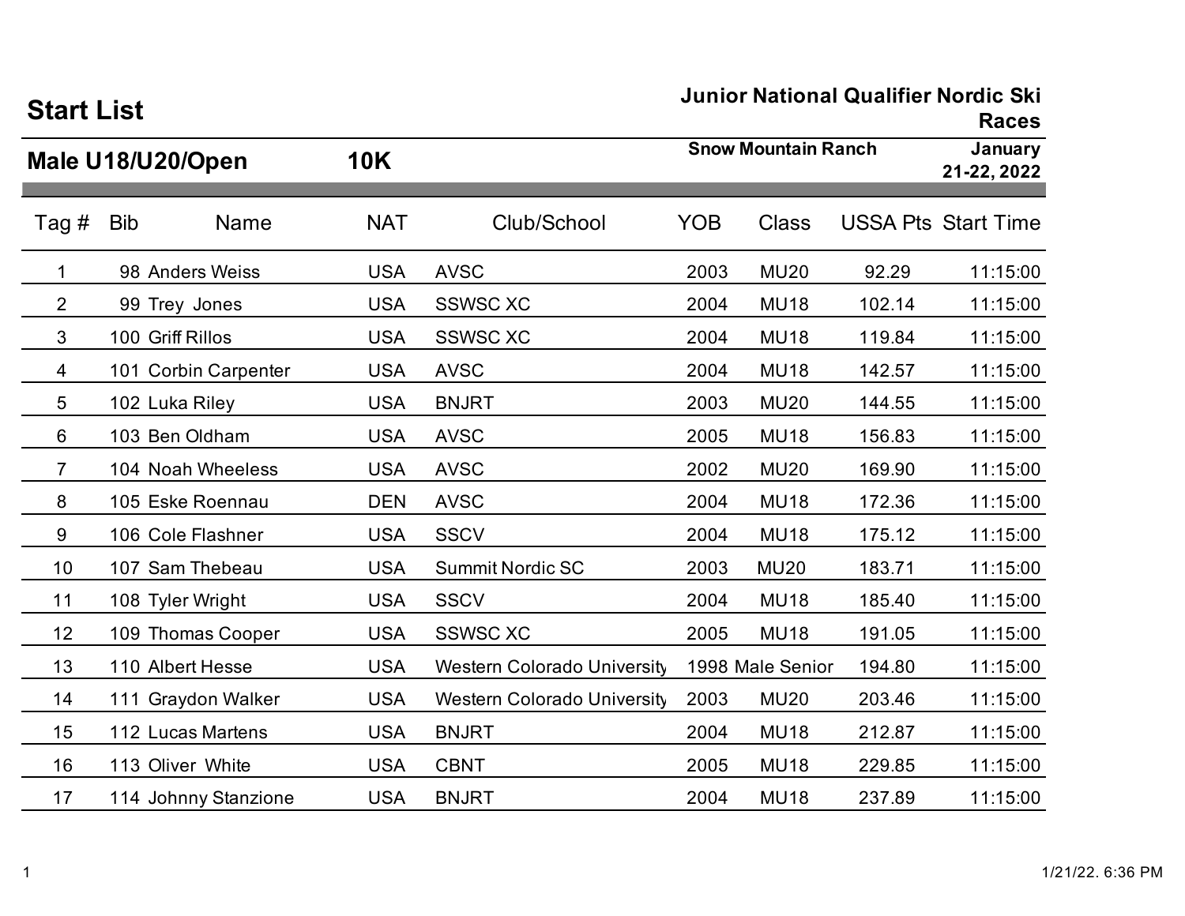# Start List

**Junior National Qualifier Nordic Ski Races**

## Male U18/U20/Open 10K

**Snow Mountain Ranch** — **January 21-22, 2022**

| Tag # | Bib | Name | NAT | Club/School | YOB | Class | USSA Pts | Start Time |
|---|---|---|---|---|---|---|---|---|
| 1 | 98 | Anders Weiss | USA | AVSC | 2003 | MU20 | 92.29 | 11:15:00 |
| 2 | 99 | Trey Jones | USA | SSWSC XC | 2004 | MU18 | 102.14 | 11:15:00 |
| 3 | 100 | Griff Rillos | USA | SSWSC XC | 2004 | MU18 | 119.84 | 11:15:00 |
| 4 | 101 | Corbin Carpenter | USA | AVSC | 2004 | MU18 | 142.57 | 11:15:00 |
| 5 | 102 | Luka Riley | USA | BNJRT | 2003 | MU20 | 144.55 | 11:15:00 |
| 6 | 103 | Ben Oldham | USA | AVSC | 2005 | MU18 | 156.83 | 11:15:00 |
| 7 | 104 | Noah Wheeless | USA | AVSC | 2002 | MU20 | 169.90 | 11:15:00 |
| 8 | 105 | Eske Roennau | DEN | AVSC | 2004 | MU18 | 172.36 | 11:15:00 |
| 9 | 106 | Cole Flashner | USA | SSCV | 2004 | MU18 | 175.12 | 11:15:00 |
| 10 | 107 | Sam Thebeau | USA | Summit Nordic SC | 2003 | MU20 | 183.71 | 11:15:00 |
| 11 | 108 | Tyler Wright | USA | SSCV | 2004 | MU18 | 185.40 | 11:15:00 |
| 12 | 109 | Thomas Cooper | USA | SSWSC XC | 2005 | MU18 | 191.05 | 11:15:00 |
| 13 | 110 | Albert Hesse | USA | Western Colorado University | 1998 | Male Senior | 194.80 | 11:15:00 |
| 14 | 111 | Graydon Walker | USA | Western Colorado University | 2003 | MU20 | 203.46 | 11:15:00 |
| 15 | 112 | Lucas Martens | USA | BNJRT | 2004 | MU18 | 212.87 | 11:15:00 |
| 16 | 113 | Oliver White | USA | CBNT | 2005 | MU18 | 229.85 | 11:15:00 |
| 17 | 114 | Johnny Stanzione | USA | BNJRT | 2004 | MU18 | 237.89 | 11:15:00 |

1/21/22. 6:36 PM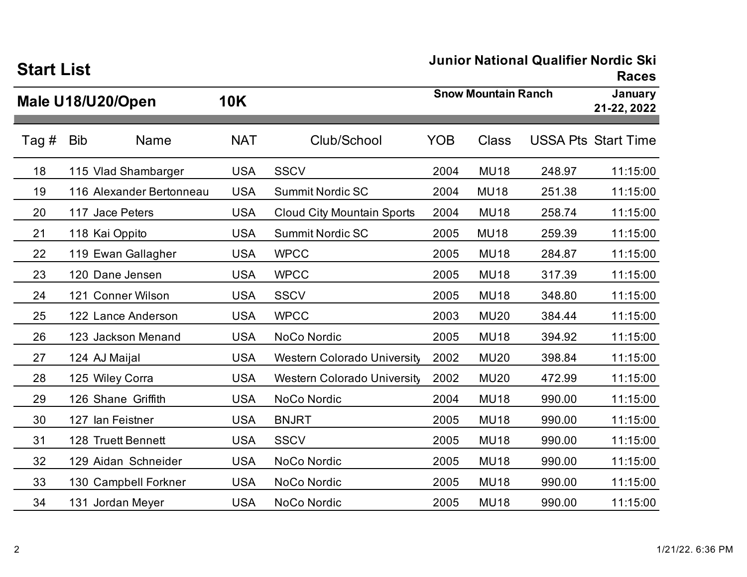# Start List

**Junior National Qualifier Nordic Ski Races**

## Male U18/U20/Open 10K

**Snow Mountain Ranch** **January 21-22, 2022**

| Tag # | Bib | Name | NAT | Club/School | YOB | Class | USSA Pts | Start Time |
|---|---|---|---|---|---|---|---|---|
| 18 | 115 | Vlad Shambarger | USA | SSCV | 2004 | MU18 | 248.97 | 11:15:00 |
| 19 | 116 | Alexander Bertonneau | USA | Summit Nordic SC | 2004 | MU18 | 251.38 | 11:15:00 |
| 20 | 117 | Jace Peters | USA | Cloud City Mountain Sports | 2004 | MU18 | 258.74 | 11:15:00 |
| 21 | 118 | Kai Oppito | USA | Summit Nordic SC | 2005 | MU18 | 259.39 | 11:15:00 |
| 22 | 119 | Ewan Gallagher | USA | WPCC | 2005 | MU18 | 284.87 | 11:15:00 |
| 23 | 120 | Dane Jensen | USA | WPCC | 2005 | MU18 | 317.39 | 11:15:00 |
| 24 | 121 | Conner Wilson | USA | SSCV | 2005 | MU18 | 348.80 | 11:15:00 |
| 25 | 122 | Lance Anderson | USA | WPCC | 2003 | MU20 | 384.44 | 11:15:00 |
| 26 | 123 | Jackson Menand | USA | NoCo Nordic | 2005 | MU18 | 394.92 | 11:15:00 |
| 27 | 124 | AJ Maijal | USA | Western Colorado University | 2002 | MU20 | 398.84 | 11:15:00 |
| 28 | 125 | Wiley Corra | USA | Western Colorado University | 2002 | MU20 | 472.99 | 11:15:00 |
| 29 | 126 | Shane Griffith | USA | NoCo Nordic | 2004 | MU18 | 990.00 | 11:15:00 |
| 30 | 127 | Ian Feistner | USA | BNJRT | 2005 | MU18 | 990.00 | 11:15:00 |
| 31 | 128 | Truett Bennett | USA | SSCV | 2005 | MU18 | 990.00 | 11:15:00 |
| 32 | 129 | Aidan Schneider | USA | NoCo Nordic | 2005 | MU18 | 990.00 | 11:15:00 |
| 33 | 130 | Campbell Forkner | USA | NoCo Nordic | 2005 | MU18 | 990.00 | 11:15:00 |
| 34 | 131 | Jordan Meyer | USA | NoCo Nordic | 2005 | MU18 | 990.00 | 11:15:00 |

1/21/22. 6:36 PM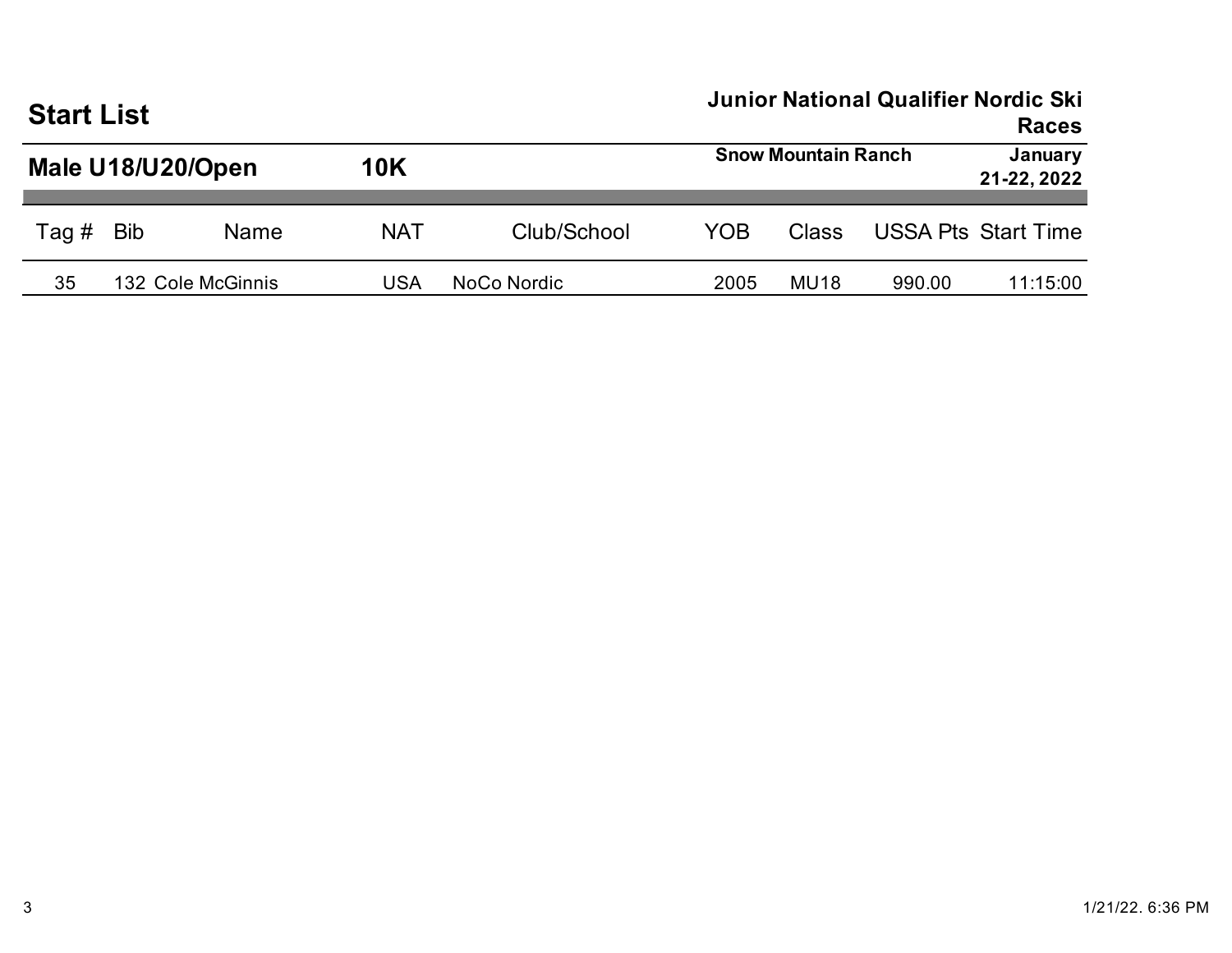# Start List

**Junior National Qualifier Nordic Ski Races**

## Male U18/U20/Open 10K

**Snow Mountain Ranch** **January 21-22, 2022**

| Tag # | Bib | Name | NAT | Club/School | YOB | Class | USSA Pts | Start Time |
|---|---|---|---|---|---|---|---|---|
| 35 | 132 | Cole McGinnis | USA | NoCo Nordic | 2005 | MU18 | 990.00 | 11:15:00 |

1/21/22. 6:36 PM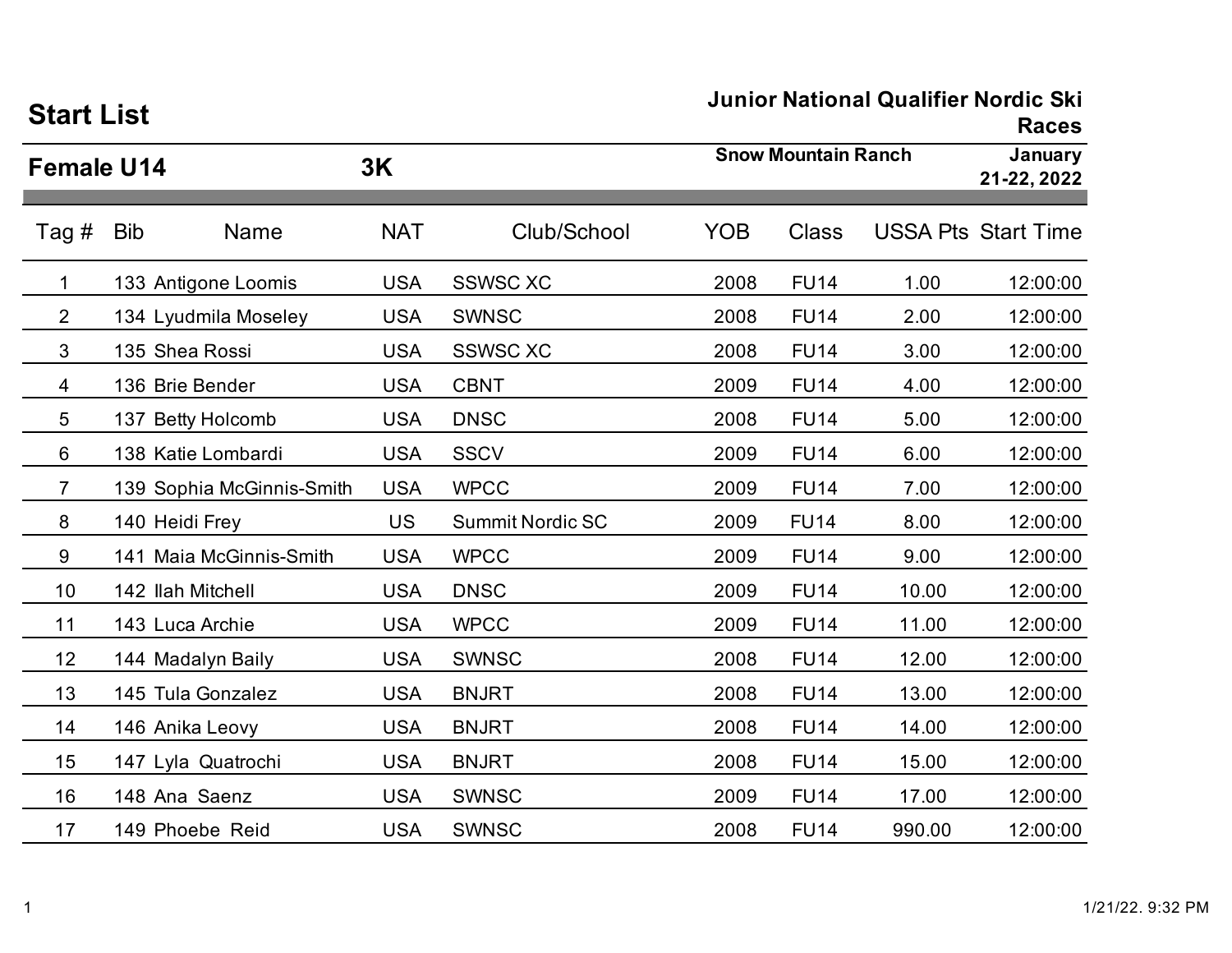# Start List

**Junior National Qualifier Nordic Ski Races**

## Female U14 3K

**Snow Mountain Ranch** **January 21-22, 2022**

| Tag # | Bib | Name | NAT | Club/School | YOB | Class | USSA Pts | Start Time |
|---|---|---|---|---|---|---|---|---|
| 1 | 133 | Antigone Loomis | USA | SSWSC XC | 2008 | FU14 | 1.00 | 12:00:00 |
| 2 | 134 | Lyudmila Moseley | USA | SWNSC | 2008 | FU14 | 2.00 | 12:00:00 |
| 3 | 135 | Shea Rossi | USA | SSWSC XC | 2008 | FU14 | 3.00 | 12:00:00 |
| 4 | 136 | Brie Bender | USA | CBNT | 2009 | FU14 | 4.00 | 12:00:00 |
| 5 | 137 | Betty Holcomb | USA | DNSC | 2008 | FU14 | 5.00 | 12:00:00 |
| 6 | 138 | Katie Lombardi | USA | SSCV | 2009 | FU14 | 6.00 | 12:00:00 |
| 7 | 139 | Sophia McGinnis-Smith | USA | WPCC | 2009 | FU14 | 7.00 | 12:00:00 |
| 8 | 140 | Heidi Frey | US | Summit Nordic SC | 2009 | FU14 | 8.00 | 12:00:00 |
| 9 | 141 | Maia McGinnis-Smith | USA | WPCC | 2009 | FU14 | 9.00 | 12:00:00 |
| 10 | 142 | Ilah Mitchell | USA | DNSC | 2009 | FU14 | 10.00 | 12:00:00 |
| 11 | 143 | Luca Archie | USA | WPCC | 2009 | FU14 | 11.00 | 12:00:00 |
| 12 | 144 | Madalyn Baily | USA | SWNSC | 2008 | FU14 | 12.00 | 12:00:00 |
| 13 | 145 | Tula Gonzalez | USA | BNJRT | 2008 | FU14 | 13.00 | 12:00:00 |
| 14 | 146 | Anika Leovy | USA | BNJRT | 2008 | FU14 | 14.00 | 12:00:00 |
| 15 | 147 | Lyla Quatrochi | USA | BNJRT | 2008 | FU14 | 15.00 | 12:00:00 |
| 16 | 148 | Ana Saenz | USA | SWNSC | 2009 | FU14 | 17.00 | 12:00:00 |
| 17 | 149 | Phoebe Reid | USA | SWNSC | 2008 | FU14 | 990.00 | 12:00:00 |

1/21/22. 9:32 PM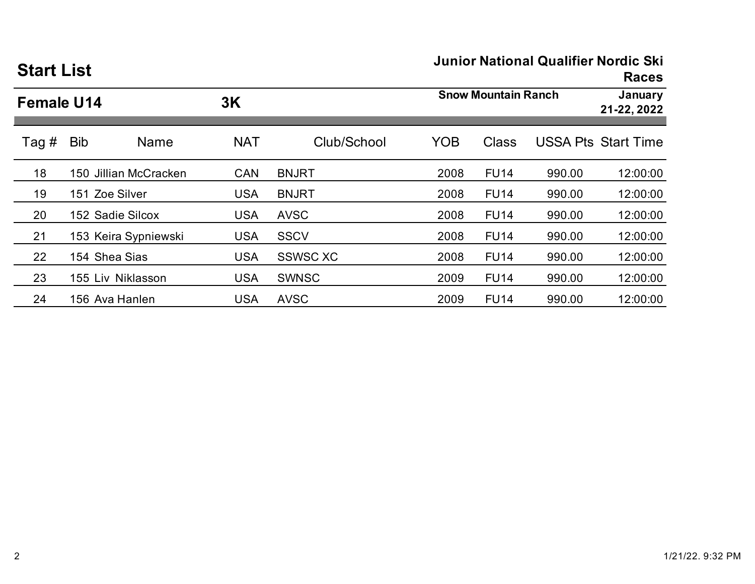# Start List

**Junior National Qualifier Nordic Ski Races**

## Female U14 — 3K

**Snow Mountain Ranch** — **January 21-22, 2022**

| Tag # | Bib | Name | NAT | Club/School | YOB | Class | USSA Pts | Start Time |
|---|---|---|---|---|---|---|---|---|
| 18 | 150 | Jillian McCracken | CAN | BNJRT | 2008 | FU14 | 990.00 | 12:00:00 |
| 19 | 151 | Zoe Silver | USA | BNJRT | 2008 | FU14 | 990.00 | 12:00:00 |
| 20 | 152 | Sadie Silcox | USA | AVSC | 2008 | FU14 | 990.00 | 12:00:00 |
| 21 | 153 | Keira Sypniewski | USA | SSCV | 2008 | FU14 | 990.00 | 12:00:00 |
| 22 | 154 | Shea Sias | USA | SSWSC XC | 2008 | FU14 | 990.00 | 12:00:00 |
| 23 | 155 | Liv Niklasson | USA | SWNSC | 2009 | FU14 | 990.00 | 12:00:00 |
| 24 | 156 | Ava Hanlen | USA | AVSC | 2009 | FU14 | 990.00 | 12:00:00 |

1/21/22. 9:32 PM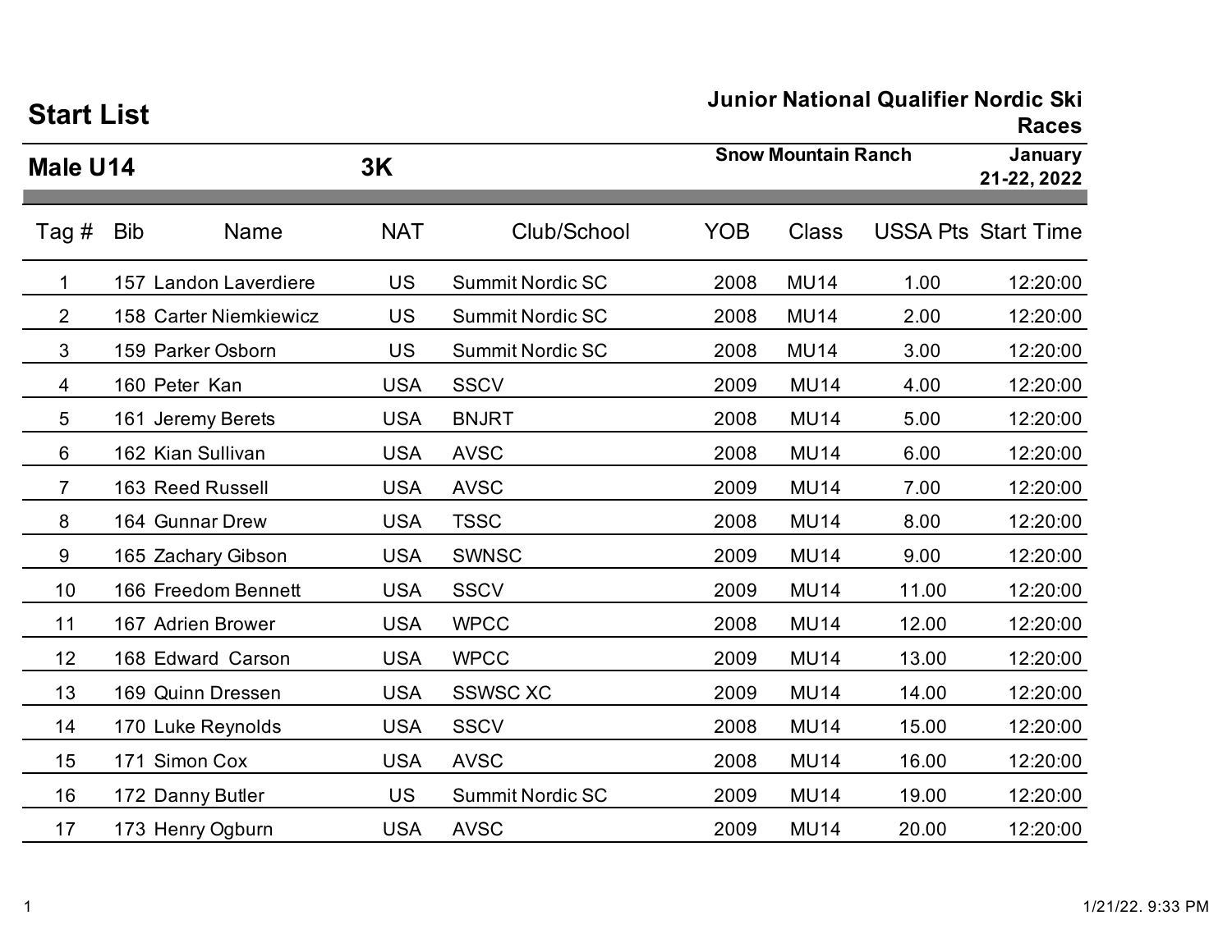# Start List

**Junior National Qualifier Nordic Ski Races**

## Male U14 — 3K

**Snow Mountain Ranch** — **January 21-22, 2022**

| Tag # | Bib | Name | NAT | Club/School | YOB | Class | USSA Pts | Start Time |
|---|---|---|---|---|---|---|---|---|
| 1 | 157 | Landon Laverdiere | US | Summit Nordic SC | 2008 | MU14 | 1.00 | 12:20:00 |
| 2 | 158 | Carter Niemkiewicz | US | Summit Nordic SC | 2008 | MU14 | 2.00 | 12:20:00 |
| 3 | 159 | Parker Osborn | US | Summit Nordic SC | 2008 | MU14 | 3.00 | 12:20:00 |
| 4 | 160 | Peter Kan | USA | SSCV | 2009 | MU14 | 4.00 | 12:20:00 |
| 5 | 161 | Jeremy Berets | USA | BNJRT | 2008 | MU14 | 5.00 | 12:20:00 |
| 6 | 162 | Kian Sullivan | USA | AVSC | 2008 | MU14 | 6.00 | 12:20:00 |
| 7 | 163 | Reed Russell | USA | AVSC | 2009 | MU14 | 7.00 | 12:20:00 |
| 8 | 164 | Gunnar Drew | USA | TSSC | 2008 | MU14 | 8.00 | 12:20:00 |
| 9 | 165 | Zachary Gibson | USA | SWNSC | 2009 | MU14 | 9.00 | 12:20:00 |
| 10 | 166 | Freedom Bennett | USA | SSCV | 2009 | MU14 | 11.00 | 12:20:00 |
| 11 | 167 | Adrien Brower | USA | WPCC | 2008 | MU14 | 12.00 | 12:20:00 |
| 12 | 168 | Edward Carson | USA | WPCC | 2009 | MU14 | 13.00 | 12:20:00 |
| 13 | 169 | Quinn Dressen | USA | SSWSC XC | 2009 | MU14 | 14.00 | 12:20:00 |
| 14 | 170 | Luke Reynolds | USA | SSCV | 2008 | MU14 | 15.00 | 12:20:00 |
| 15 | 171 | Simon Cox | USA | AVSC | 2008 | MU14 | 16.00 | 12:20:00 |
| 16 | 172 | Danny Butler | US | Summit Nordic SC | 2009 | MU14 | 19.00 | 12:20:00 |
| 17 | 173 | Henry Ogburn | USA | AVSC | 2009 | MU14 | 20.00 | 12:20:00 |

1/21/22. 9:33 PM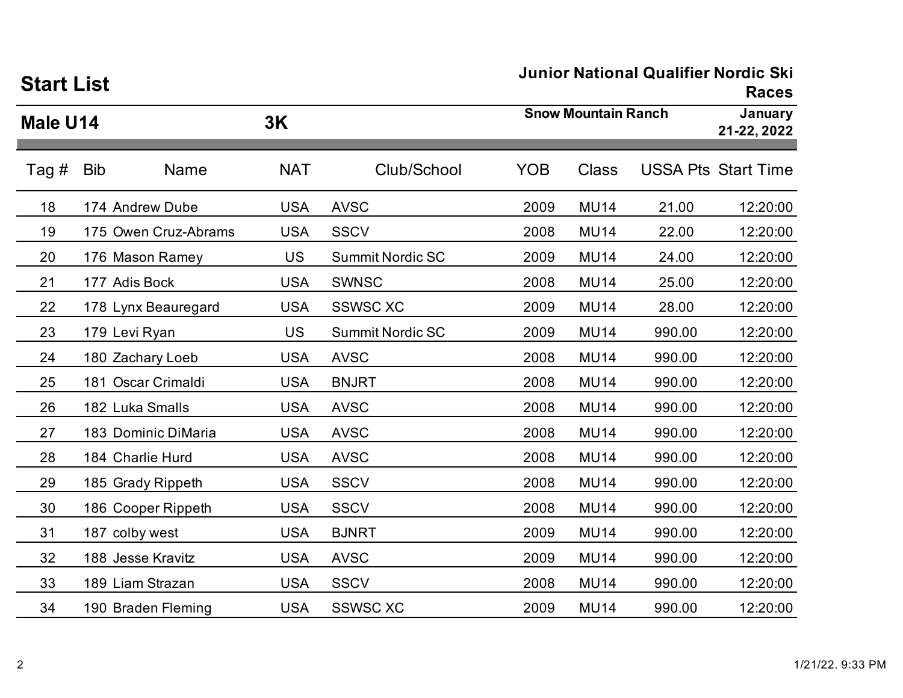# Start List

**Junior National Qualifier Nordic Ski Races**

## Male U14 — 3K

**Snow Mountain Ranch** — **January 21-22, 2022**

| Tag # | Bib | Name | NAT | Club/School | YOB | Class | USSA Pts | Start Time |
|---|---|---|---|---|---|---|---|---|
| 18 | 174 | Andrew Dube | USA | AVSC | 2009 | MU14 | 21.00 | 12:20:00 |
| 19 | 175 | Owen Cruz-Abrams | USA | SSCV | 2008 | MU14 | 22.00 | 12:20:00 |
| 20 | 176 | Mason Ramey | US | Summit Nordic SC | 2009 | MU14 | 24.00 | 12:20:00 |
| 21 | 177 | Adis Bock | USA | SWNSC | 2008 | MU14 | 25.00 | 12:20:00 |
| 22 | 178 | Lynx Beauregard | USA | SSWSC XC | 2009 | MU14 | 28.00 | 12:20:00 |
| 23 | 179 | Levi Ryan | US | Summit Nordic SC | 2009 | MU14 | 990.00 | 12:20:00 |
| 24 | 180 | Zachary Loeb | USA | AVSC | 2008 | MU14 | 990.00 | 12:20:00 |
| 25 | 181 | Oscar Crimaldi | USA | BNJRT | 2008 | MU14 | 990.00 | 12:20:00 |
| 26 | 182 | Luka Smalls | USA | AVSC | 2008 | MU14 | 990.00 | 12:20:00 |
| 27 | 183 | Dominic DiMaria | USA | AVSC | 2008 | MU14 | 990.00 | 12:20:00 |
| 28 | 184 | Charlie Hurd | USA | AVSC | 2008 | MU14 | 990.00 | 12:20:00 |
| 29 | 185 | Grady Rippeth | USA | SSCV | 2008 | MU14 | 990.00 | 12:20:00 |
| 30 | 186 | Cooper Rippeth | USA | SSCV | 2008 | MU14 | 990.00 | 12:20:00 |
| 31 | 187 | colby west | USA | BJNRT | 2009 | MU14 | 990.00 | 12:20:00 |
| 32 | 188 | Jesse Kravitz | USA | AVSC | 2009 | MU14 | 990.00 | 12:20:00 |
| 33 | 189 | Liam Strazan | USA | SSCV | 2008 | MU14 | 990.00 | 12:20:00 |
| 34 | 190 | Braden Fleming | USA | SSWSC XC | 2009 | MU14 | 990.00 | 12:20:00 |

1/21/22. 9:33 PM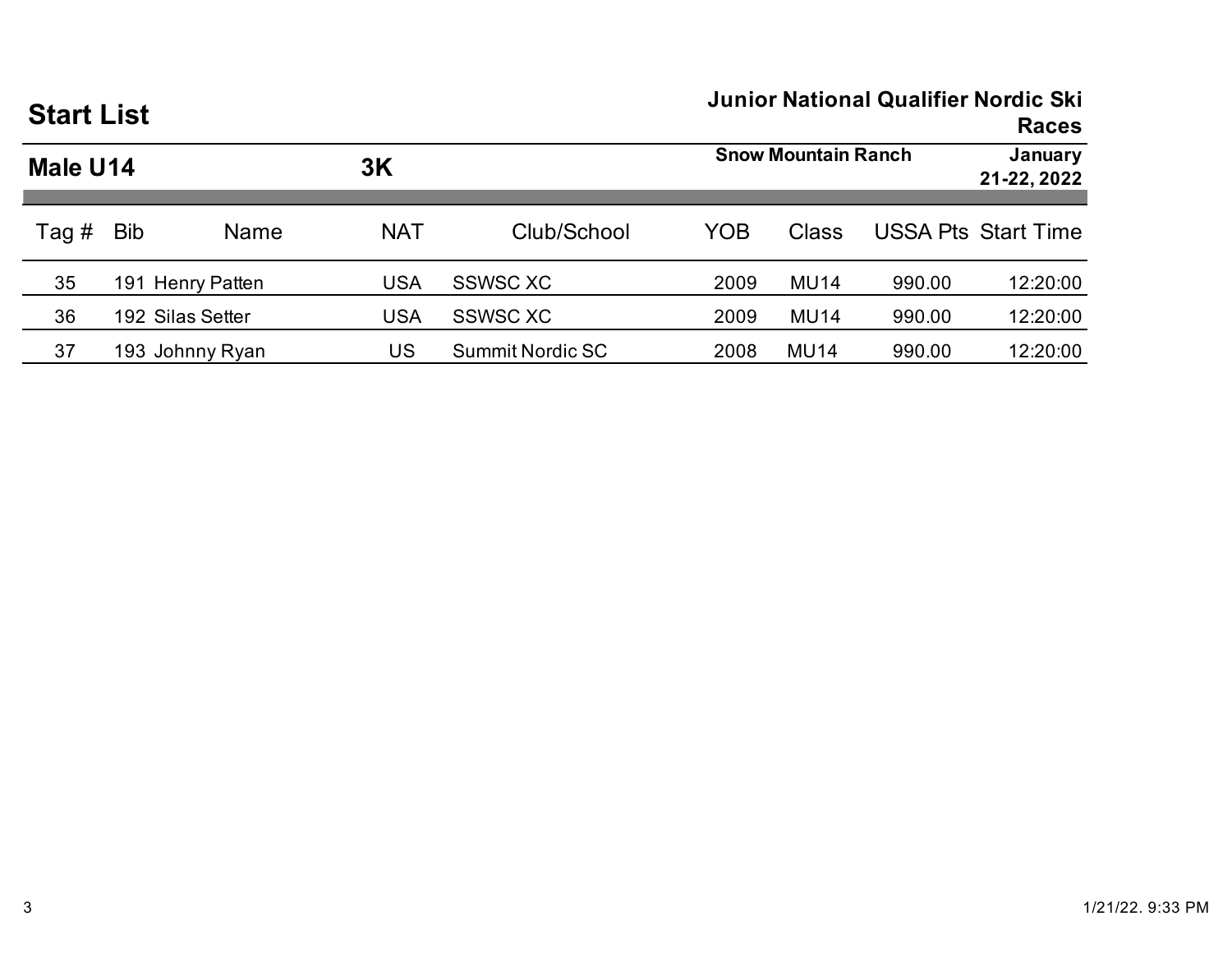# Start List

## Junior National Qualifier Nordic Ski Races

### Male U14 3K

**Snow Mountain Ranch** **January 21-22, 2022**

| Tag # | Bib | Name | NAT | Club/School | YOB | Class | USSA Pts | Start Time |
|---|---|---|---|---|---|---|---|---|
| 35 | 191 | Henry Patten | USA | SSWSC XC | 2009 | MU14 | 990.00 | 12:20:00 |
| 36 | 192 | Silas Setter | USA | SSWSC XC | 2009 | MU14 | 990.00 | 12:20:00 |
| 37 | 193 | Johnny Ryan | US | Summit Nordic SC | 2008 | MU14 | 990.00 | 12:20:00 |

1/21/22. 9:33 PM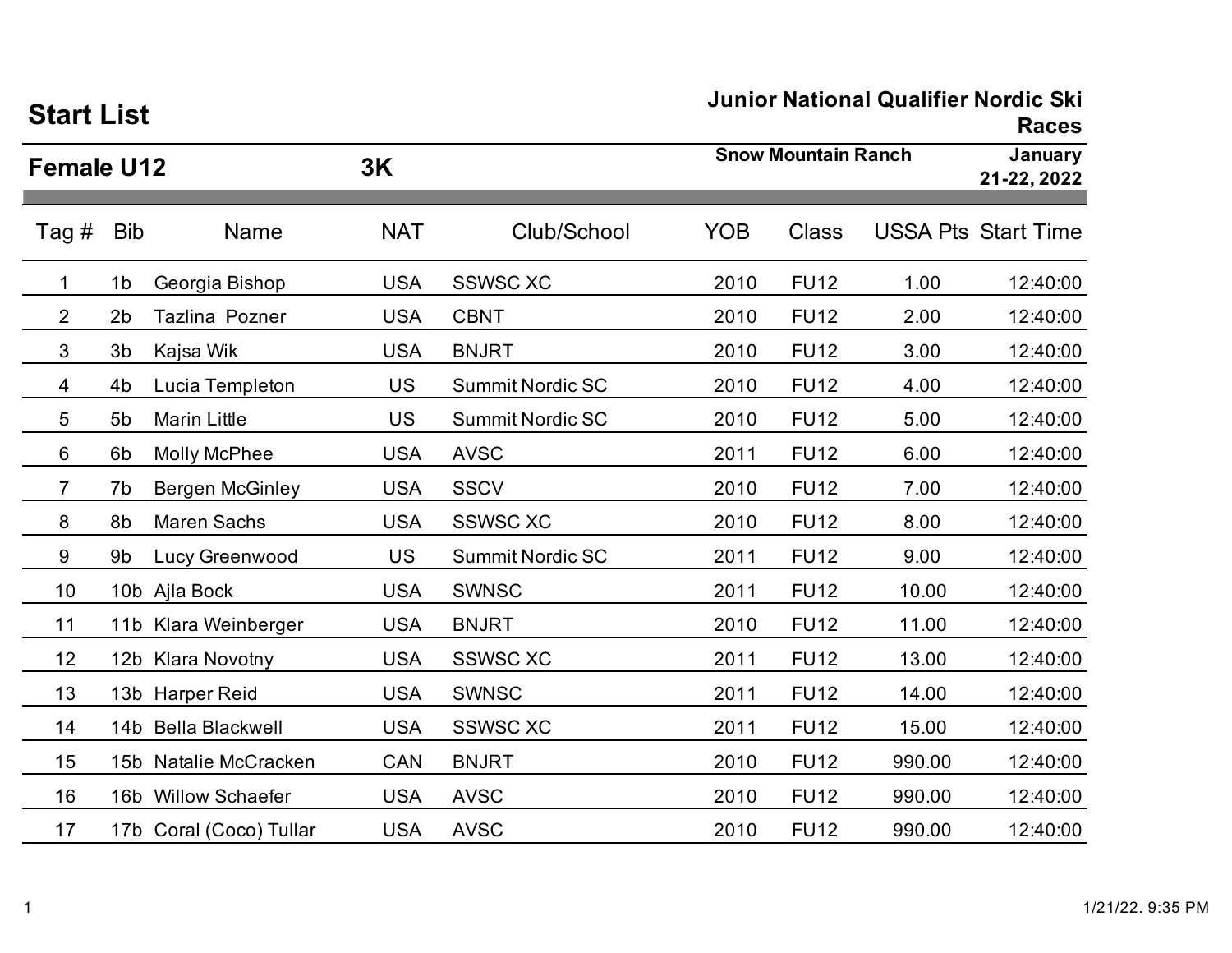# Start List

**Junior National Qualifier Nordic Ski Races**

## Female U12 3K

**Snow Mountain Ranch** **January 21-22, 2022**

| Tag # | Bib | Name | NAT | Club/School | YOB | Class | USSA Pts | Start Time |
|---|---|---|---|---|---|---|---|---|
| 1 | 1b | Georgia Bishop | USA | SSWSC XC | 2010 | FU12 | 1.00 | 12:40:00 |
| 2 | 2b | Tazlina  Pozner | USA | CBNT | 2010 | FU12 | 2.00 | 12:40:00 |
| 3 | 3b | Kajsa Wik | USA | BNJRT | 2010 | FU12 | 3.00 | 12:40:00 |
| 4 | 4b | Lucia Templeton | US | Summit Nordic SC | 2010 | FU12 | 4.00 | 12:40:00 |
| 5 | 5b | Marin Little | US | Summit Nordic SC | 2010 | FU12 | 5.00 | 12:40:00 |
| 6 | 6b | Molly McPhee | USA | AVSC | 2011 | FU12 | 6.00 | 12:40:00 |
| 7 | 7b | Bergen McGinley | USA | SSCV | 2010 | FU12 | 7.00 | 12:40:00 |
| 8 | 8b | Maren Sachs | USA | SSWSC XC | 2010 | FU12 | 8.00 | 12:40:00 |
| 9 | 9b | Lucy Greenwood | US | Summit Nordic SC | 2011 | FU12 | 9.00 | 12:40:00 |
| 10 | 10b | Ajla Bock | USA | SWNSC | 2011 | FU12 | 10.00 | 12:40:00 |
| 11 | 11b | Klara Weinberger | USA | BNJRT | 2010 | FU12 | 11.00 | 12:40:00 |
| 12 | 12b | Klara Novotny | USA | SSWSC XC | 2011 | FU12 | 13.00 | 12:40:00 |
| 13 | 13b | Harper Reid | USA | SWNSC | 2011 | FU12 | 14.00 | 12:40:00 |
| 14 | 14b | Bella Blackwell | USA | SSWSC XC | 2011 | FU12 | 15.00 | 12:40:00 |
| 15 | 15b | Natalie McCracken | CAN | BNJRT | 2010 | FU12 | 990.00 | 12:40:00 |
| 16 | 16b | Willow Schaefer | USA | AVSC | 2010 | FU12 | 990.00 | 12:40:00 |
| 17 | 17b | Coral (Coco) Tullar | USA | AVSC | 2010 | FU12 | 990.00 | 12:40:00 |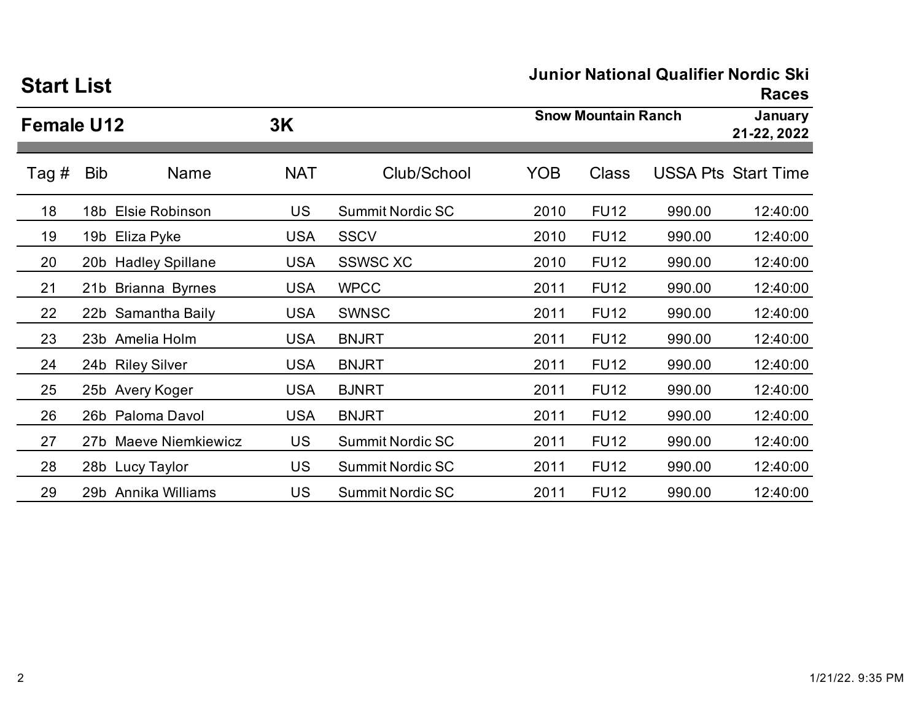# Start List

**Junior National Qualifier Nordic Ski Races**

## Female U12 — 3K

**Snow Mountain Ranch** — **January 21-22, 2022**

| Tag # | Bib | Name | NAT | Club/School | YOB | Class | USSA Pts | Start Time |
|---|---|---|---|---|---|---|---|---|
| 18 | 18b | Elsie Robinson | US | Summit Nordic SC | 2010 | FU12 | 990.00 | 12:40:00 |
| 19 | 19b | Eliza Pyke | USA | SSCV | 2010 | FU12 | 990.00 | 12:40:00 |
| 20 | 20b | Hadley Spillane | USA | SSWSC XC | 2010 | FU12 | 990.00 | 12:40:00 |
| 21 | 21b | Brianna Byrnes | USA | WPCC | 2011 | FU12 | 990.00 | 12:40:00 |
| 22 | 22b | Samantha Baily | USA | SWNSC | 2011 | FU12 | 990.00 | 12:40:00 |
| 23 | 23b | Amelia Holm | USA | BNJRT | 2011 | FU12 | 990.00 | 12:40:00 |
| 24 | 24b | Riley Silver | USA | BNJRT | 2011 | FU12 | 990.00 | 12:40:00 |
| 25 | 25b | Avery Koger | USA | BJNRT | 2011 | FU12 | 990.00 | 12:40:00 |
| 26 | 26b | Paloma Davol | USA | BNJRT | 2011 | FU12 | 990.00 | 12:40:00 |
| 27 | 27b | Maeve Niemkiewicz | US | Summit Nordic SC | 2011 | FU12 | 990.00 | 12:40:00 |
| 28 | 28b | Lucy Taylor | US | Summit Nordic SC | 2011 | FU12 | 990.00 | 12:40:00 |
| 29 | 29b | Annika Williams | US | Summit Nordic SC | 2011 | FU12 | 990.00 | 12:40:00 |

1/21/22. 9:35 PM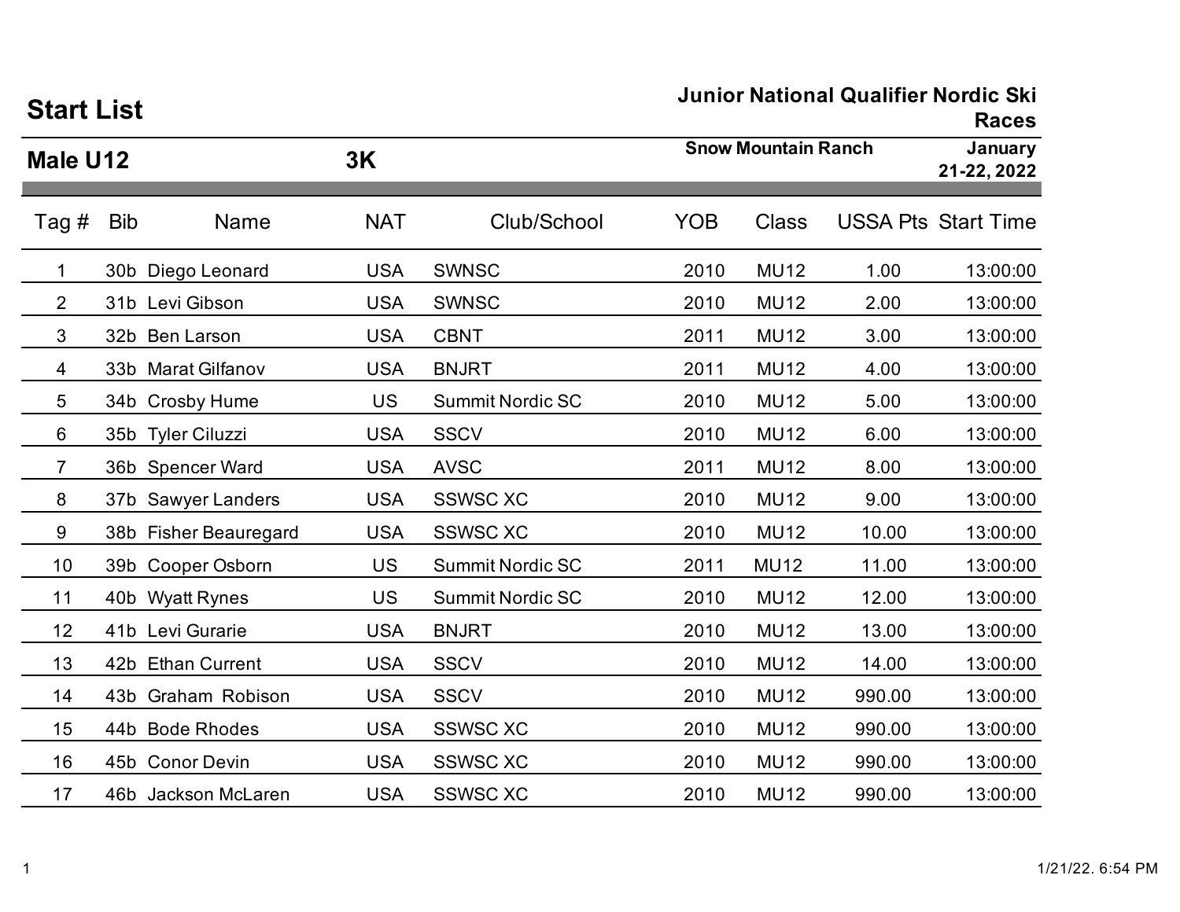# Start List

**Junior National Qualifier Nordic Ski Races**

## Male U12 — 3K

**Snow Mountain Ranch** — **January 21-22, 2022**

| Tag # | Bib | Name | NAT | Club/School | YOB | Class | USSA Pts | Start Time |
|---|---|---|---|---|---|---|---|---|
| 1 | 30b | Diego Leonard | USA | SWNSC | 2010 | MU12 | 1.00 | 13:00:00 |
| 2 | 31b | Levi Gibson | USA | SWNSC | 2010 | MU12 | 2.00 | 13:00:00 |
| 3 | 32b | Ben Larson | USA | CBNT | 2011 | MU12 | 3.00 | 13:00:00 |
| 4 | 33b | Marat Gilfanov | USA | BNJRT | 2011 | MU12 | 4.00 | 13:00:00 |
| 5 | 34b | Crosby Hume | US | Summit Nordic SC | 2010 | MU12 | 5.00 | 13:00:00 |
| 6 | 35b | Tyler Ciluzzi | USA | SSCV | 2010 | MU12 | 6.00 | 13:00:00 |
| 7 | 36b | Spencer Ward | USA | AVSC | 2011 | MU12 | 8.00 | 13:00:00 |
| 8 | 37b | Sawyer Landers | USA | SSWSC XC | 2010 | MU12 | 9.00 | 13:00:00 |
| 9 | 38b | Fisher Beauregard | USA | SSWSC XC | 2010 | MU12 | 10.00 | 13:00:00 |
| 10 | 39b | Cooper Osborn | US | Summit Nordic SC | 2011 | MU12 | 11.00 | 13:00:00 |
| 11 | 40b | Wyatt Rynes | US | Summit Nordic SC | 2010 | MU12 | 12.00 | 13:00:00 |
| 12 | 41b | Levi Gurarie | USA | BNJRT | 2010 | MU12 | 13.00 | 13:00:00 |
| 13 | 42b | Ethan Current | USA | SSCV | 2010 | MU12 | 14.00 | 13:00:00 |
| 14 | 43b | Graham Robison | USA | SSCV | 2010 | MU12 | 990.00 | 13:00:00 |
| 15 | 44b | Bode Rhodes | USA | SSWSC XC | 2010 | MU12 | 990.00 | 13:00:00 |
| 16 | 45b | Conor Devin | USA | SSWSC XC | 2010 | MU12 | 990.00 | 13:00:00 |
| 17 | 46b | Jackson McLaren | USA | SSWSC XC | 2010 | MU12 | 990.00 | 13:00:00 |

1/21/22. 6:54 PM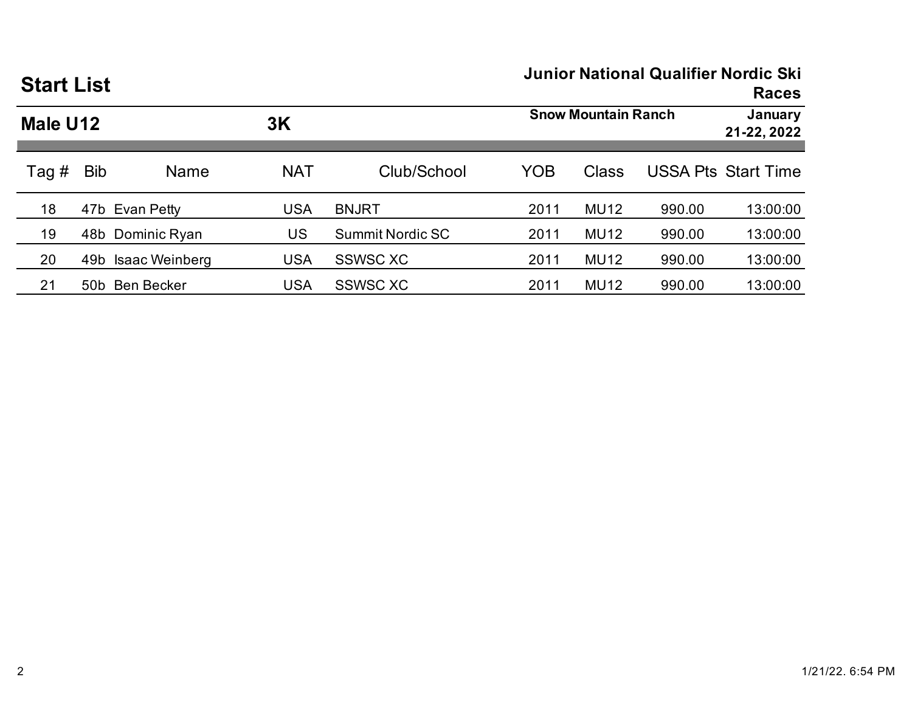# Start List

**Junior National Qualifier Nordic Ski Races**

## Male U12 — 3K

**Snow Mountain Ranch** — **January 21-22, 2022**

| Tag # | Bib | Name | NAT | Club/School | YOB | Class | USSA Pts | Start Time |
|---|---|---|---|---|---|---|---|---|
| 18 | 47b | Evan Petty | USA | BNJRT | 2011 | MU12 | 990.00 | 13:00:00 |
| 19 | 48b | Dominic Ryan | US | Summit Nordic SC | 2011 | MU12 | 990.00 | 13:00:00 |
| 20 | 49b | Isaac Weinberg | USA | SSWSC XC | 2011 | MU12 | 990.00 | 13:00:00 |
| 21 | 50b | Ben Becker | USA | SSWSC XC | 2011 | MU12 | 990.00 | 13:00:00 |

1/21/22. 6:54 PM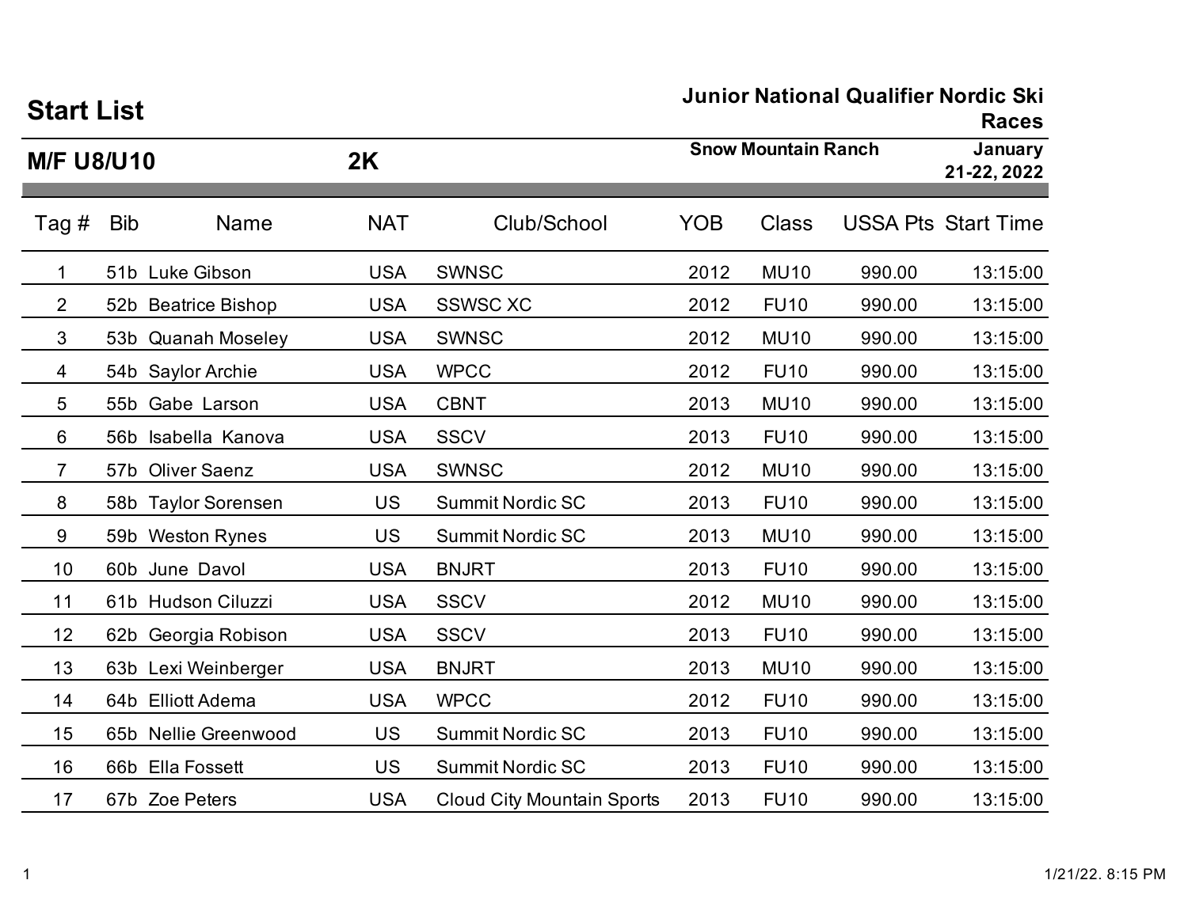# Start List

**Junior National Qualifier Nordic Ski Races**

## M/F U8/U10 — 2K

**Snow Mountain Ranch** — **January 21-22, 2022**

| Tag # | Bib | Name | NAT | Club/School | YOB | Class | USSA Pts | Start Time |
|---|---|---|---|---|---|---|---|---|
| 1 | 51b | Luke Gibson | USA | SWNSC | 2012 | MU10 | 990.00 | 13:15:00 |
| 2 | 52b | Beatrice Bishop | USA | SSWSC XC | 2012 | FU10 | 990.00 | 13:15:00 |
| 3 | 53b | Quanah Moseley | USA | SWNSC | 2012 | MU10 | 990.00 | 13:15:00 |
| 4 | 54b | Saylor Archie | USA | WPCC | 2012 | FU10 | 990.00 | 13:15:00 |
| 5 | 55b | Gabe Larson | USA | CBNT | 2013 | MU10 | 990.00 | 13:15:00 |
| 6 | 56b | Isabella Kanova | USA | SSCV | 2013 | FU10 | 990.00 | 13:15:00 |
| 7 | 57b | Oliver Saenz | USA | SWNSC | 2012 | MU10 | 990.00 | 13:15:00 |
| 8 | 58b | Taylor Sorensen | US | Summit Nordic SC | 2013 | FU10 | 990.00 | 13:15:00 |
| 9 | 59b | Weston Rynes | US | Summit Nordic SC | 2013 | MU10 | 990.00 | 13:15:00 |
| 10 | 60b | June Davol | USA | BNJRT | 2013 | FU10 | 990.00 | 13:15:00 |
| 11 | 61b | Hudson Ciluzzi | USA | SSCV | 2012 | MU10 | 990.00 | 13:15:00 |
| 12 | 62b | Georgia Robison | USA | SSCV | 2013 | FU10 | 990.00 | 13:15:00 |
| 13 | 63b | Lexi Weinberger | USA | BNJRT | 2013 | MU10 | 990.00 | 13:15:00 |
| 14 | 64b | Elliott Adema | USA | WPCC | 2012 | FU10 | 990.00 | 13:15:00 |
| 15 | 65b | Nellie Greenwood | US | Summit Nordic SC | 2013 | FU10 | 990.00 | 13:15:00 |
| 16 | 66b | Ella Fossett | US | Summit Nordic SC | 2013 | FU10 | 990.00 | 13:15:00 |
| 17 | 67b | Zoe Peters | USA | Cloud City Mountain Sports | 2013 | FU10 | 990.00 | 13:15:00 |

1/21/22. 8:15 PM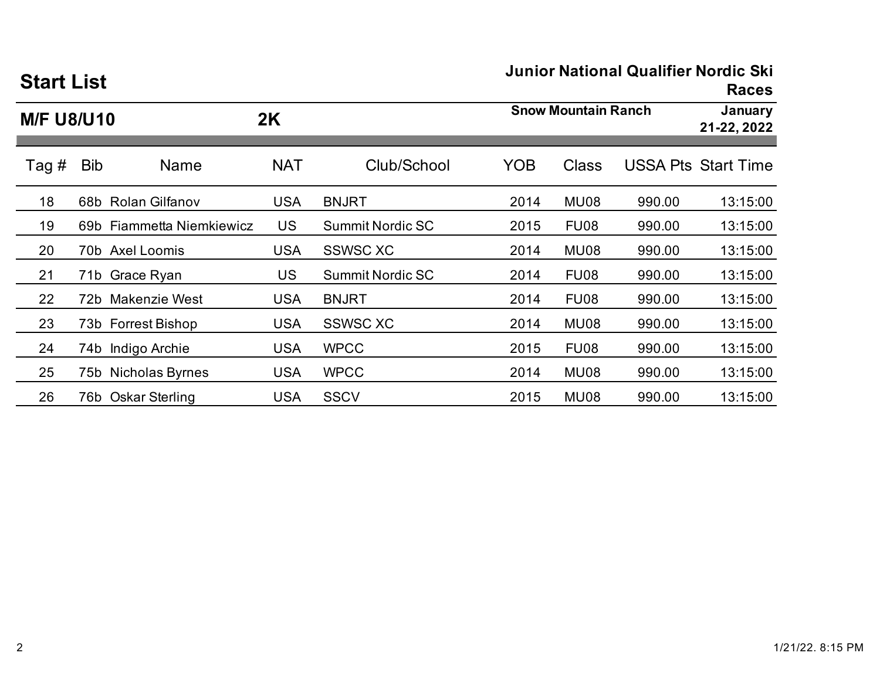# Start List

**Junior National Qualifier Nordic Ski Races**

## M/F U8/U10 2K

**Snow Mountain Ranch** **January 21-22, 2022**

| Tag # | Bib | Name | NAT | Club/School | YOB | Class | USSA Pts | Start Time |
|---|---|---|---|---|---|---|---|---|
| 18 | 68b | Rolan Gilfanov | USA | BNJRT | 2014 | MU08 | 990.00 | 13:15:00 |
| 19 | 69b | Fiammetta Niemkiewicz | US | Summit Nordic SC | 2015 | FU08 | 990.00 | 13:15:00 |
| 20 | 70b | Axel Loomis | USA | SSWSC XC | 2014 | MU08 | 990.00 | 13:15:00 |
| 21 | 71b | Grace Ryan | US | Summit Nordic SC | 2014 | FU08 | 990.00 | 13:15:00 |
| 22 | 72b | Makenzie West | USA | BNJRT | 2014 | FU08 | 990.00 | 13:15:00 |
| 23 | 73b | Forrest Bishop | USA | SSWSC XC | 2014 | MU08 | 990.00 | 13:15:00 |
| 24 | 74b | Indigo Archie | USA | WPCC | 2015 | FU08 | 990.00 | 13:15:00 |
| 25 | 75b | Nicholas Byrnes | USA | WPCC | 2014 | MU08 | 990.00 | 13:15:00 |
| 26 | 76b | Oskar Sterling | USA | SSCV | 2015 | MU08 | 990.00 | 13:15:00 |

1/21/22. 8:15 PM